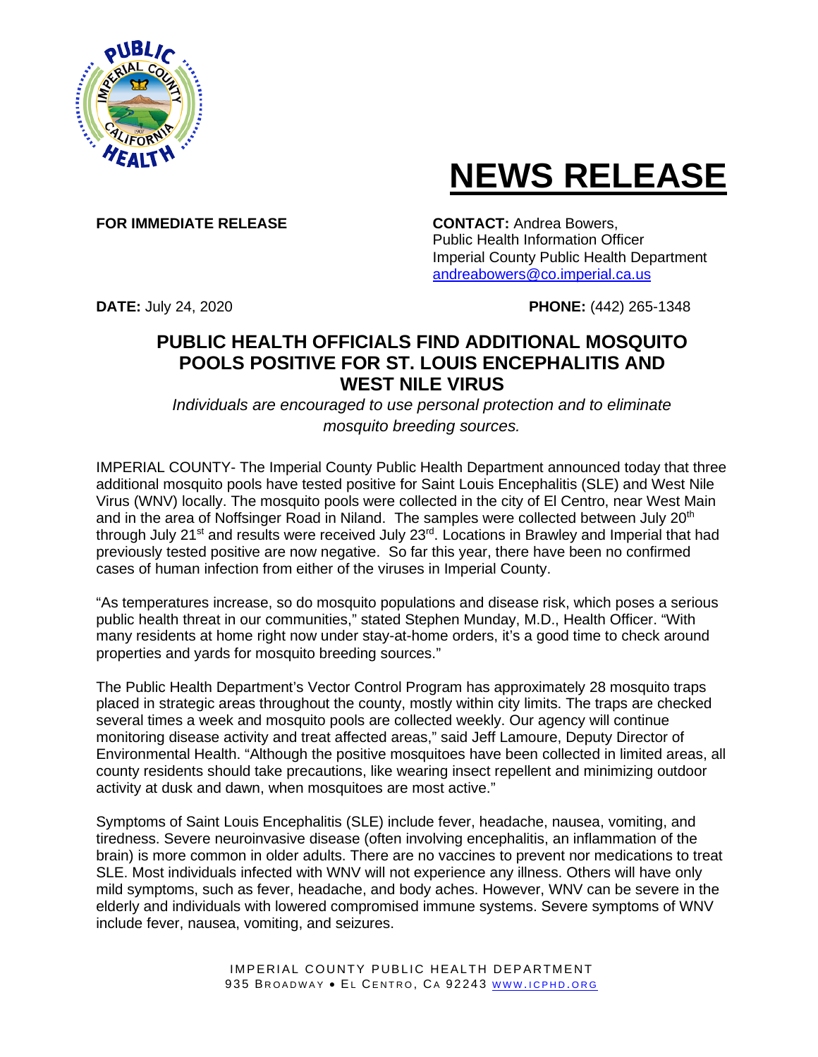# NEWS RELEASE

**FOR IMMEDIATE RELEASE**

**CONTACT:** Andrea Bowers,
Public Health Information Officer
Imperial County Public Health Department
andreabowers@co.imperial.ca.us

**DATE:** July 24, 2020

**PHONE:** (442) 265-1348

## PUBLIC HEALTH OFFICIALS FIND ADDITIONAL MOSQUITO POOLS POSITIVE FOR ST. LOUIS ENCEPHALITIS AND WEST NILE VIRUS

*Individuals are encouraged to use personal protection and to eliminate mosquito breeding sources.*

IMPERIAL COUNTY- The Imperial County Public Health Department announced today that three additional mosquito pools have tested positive for Saint Louis Encephalitis (SLE) and West Nile Virus (WNV) locally. The mosquito pools were collected in the city of El Centro, near West Main and in the area of Noffsinger Road in Niland. The samples were collected between July 20th through July 21st and results were received July 23rd. Locations in Brawley and Imperial that had previously tested positive are now negative. So far this year, there have been no confirmed cases of human infection from either of the viruses in Imperial County.

"As temperatures increase, so do mosquito populations and disease risk, which poses a serious public health threat in our communities," stated Stephen Munday, M.D., Health Officer. "With many residents at home right now under stay-at-home orders, it's a good time to check around properties and yards for mosquito breeding sources."

The Public Health Department's Vector Control Program has approximately 28 mosquito traps placed in strategic areas throughout the county, mostly within city limits. The traps are checked several times a week and mosquito pools are collected weekly. Our agency will continue monitoring disease activity and treat affected areas," said Jeff Lamoure, Deputy Director of Environmental Health. "Although the positive mosquitoes have been collected in limited areas, all county residents should take precautions, like wearing insect repellent and minimizing outdoor activity at dusk and dawn, when mosquitoes are most active."

Symptoms of Saint Louis Encephalitis (SLE) include fever, headache, nausea, vomiting, and tiredness. Severe neuroinvasive disease (often involving encephalitis, an inflammation of the brain) is more common in older adults. There are no vaccines to prevent nor medications to treat SLE. Most individuals infected with WNV will not experience any illness. Others will have only mild symptoms, such as fever, headache, and body aches. However, WNV can be severe in the elderly and individuals with lowered compromised immune systems. Severe symptoms of WNV include fever, nausea, vomiting, and seizures.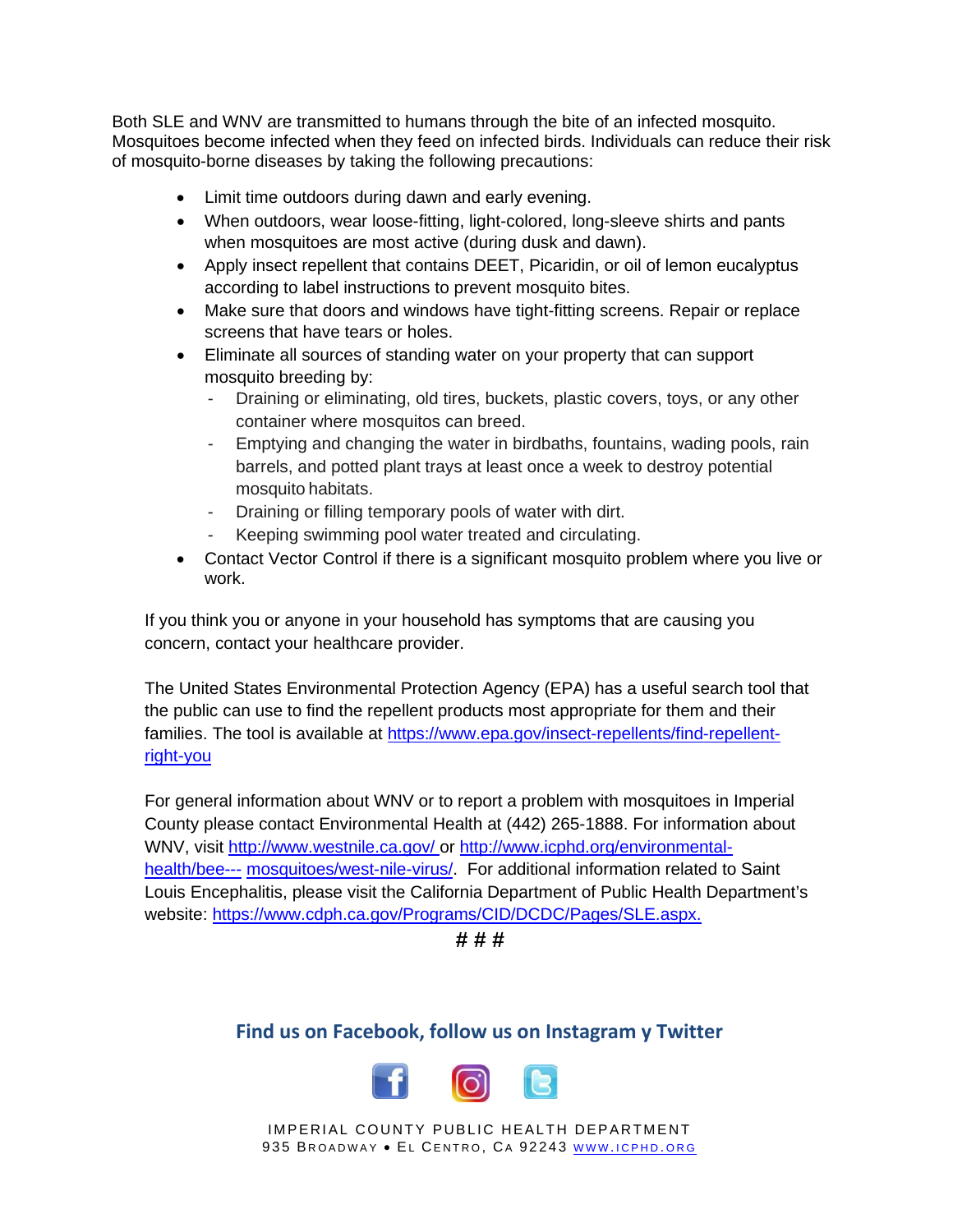Both SLE and WNV are transmitted to humans through the bite of an infected mosquito. Mosquitoes become infected when they feed on infected birds. Individuals can reduce their risk of mosquito-borne diseases by taking the following precautions:

- Limit time outdoors during dawn and early evening.
- When outdoors, wear loose-fitting, light-colored, long-sleeve shirts and pants when mosquitoes are most active (during dusk and dawn).
- Apply insect repellent that contains DEET, Picaridin, or oil of lemon eucalyptus according to label instructions to prevent mosquito bites.
- Make sure that doors and windows have tight-fitting screens. Repair or replace screens that have tears or holes.
- Eliminate all sources of standing water on your property that can support mosquito breeding by:
  - Draining or eliminating, old tires, buckets, plastic covers, toys, or any other container where mosquitos can breed.
  - Emptying and changing the water in birdbaths, fountains, wading pools, rain barrels, and potted plant trays at least once a week to destroy potential mosquito habitats.
  - Draining or filling temporary pools of water with dirt.
  - Keeping swimming pool water treated and circulating.
- Contact Vector Control if there is a significant mosquito problem where you live or work.

If you think you or anyone in your household has symptoms that are causing you concern, contact your healthcare provider.

The United States Environmental Protection Agency (EPA) has a useful search tool that the public can use to find the repellent products most appropriate for them and their families. The tool is available at https://www.epa.gov/insect-repellents/find-repellent-right-you

For general information about WNV or to report a problem with mosquitoes in Imperial County please contact Environmental Health at (442) 265-1888. For information about WNV, visit http://www.westnile.ca.gov/ or http://www.icphd.org/environmental-health/bee--- mosquitoes/west-nile-virus/. For additional information related to Saint Louis Encephalitis, please visit the California Department of Public Health Department's website: https://www.cdph.ca.gov/Programs/CID/DCDC/Pages/SLE.aspx.

# # #

**Find us on Facebook, follow us on Instagram y Twitter**

IMPERIAL COUNTY PUBLIC HEALTH DEPARTMENT
935 BROADWAY • EL CENTRO, CA 92243 WWW.ICPHD.ORG